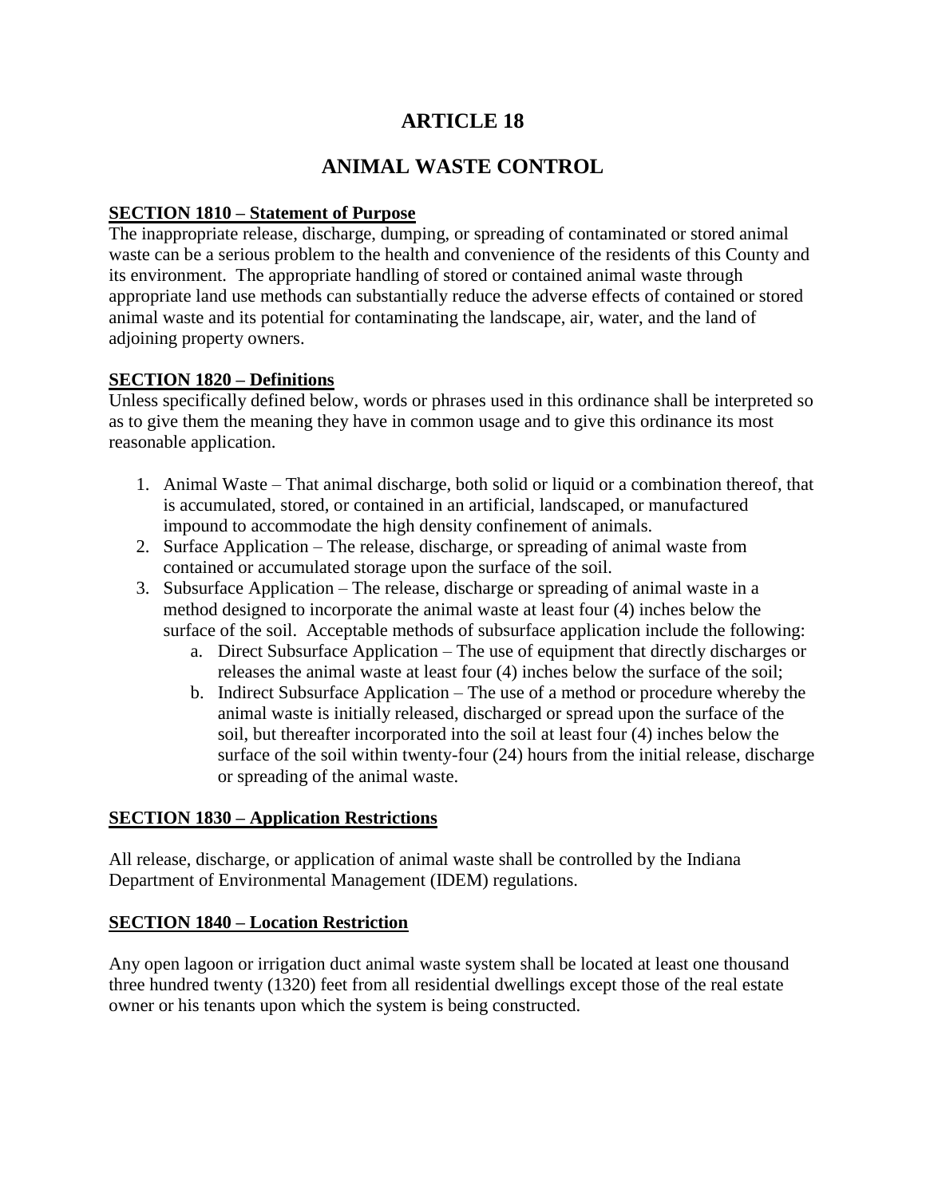# ARTICLE 18

# ANIMAL WASTE CONTROL

## SECTION 1810 – Statement of Purpose

The inappropriate release, discharge, dumping, or spreading of contaminated or stored animal waste can be a serious problem to the health and convenience of the residents of this County and its environment. The appropriate handling of stored or contained animal waste through appropriate land use methods can substantially reduce the adverse effects of contained or stored animal waste and its potential for contaminating the landscape, air, water, and the land of adjoining property owners.

## SECTION 1820 – Definitions

Unless specifically defined below, words or phrases used in this ordinance shall be interpreted so as to give them the meaning they have in common usage and to give this ordinance its most reasonable application.

1. Animal Waste – That animal discharge, both solid or liquid or a combination thereof, that is accumulated, stored, or contained in an artificial, landscaped, or manufactured impound to accommodate the high density confinement of animals.
2. Surface Application – The release, discharge, or spreading of animal waste from contained or accumulated storage upon the surface of the soil.
3. Subsurface Application – The release, discharge or spreading of animal waste in a method designed to incorporate the animal waste at least four (4) inches below the surface of the soil. Acceptable methods of subsurface application include the following:
   a. Direct Subsurface Application – The use of equipment that directly discharges or releases the animal waste at least four (4) inches below the surface of the soil;
   b. Indirect Subsurface Application – The use of a method or procedure whereby the animal waste is initially released, discharged or spread upon the surface of the soil, but thereafter incorporated into the soil at least four (4) inches below the surface of the soil within twenty-four (24) hours from the initial release, discharge or spreading of the animal waste.

## SECTION 1830 – Application Restrictions

All release, discharge, or application of animal waste shall be controlled by the Indiana Department of Environmental Management (IDEM) regulations.

## SECTION 1840 – Location Restriction

Any open lagoon or irrigation duct animal waste system shall be located at least one thousand three hundred twenty (1320) feet from all residential dwellings except those of the real estate owner or his tenants upon which the system is being constructed.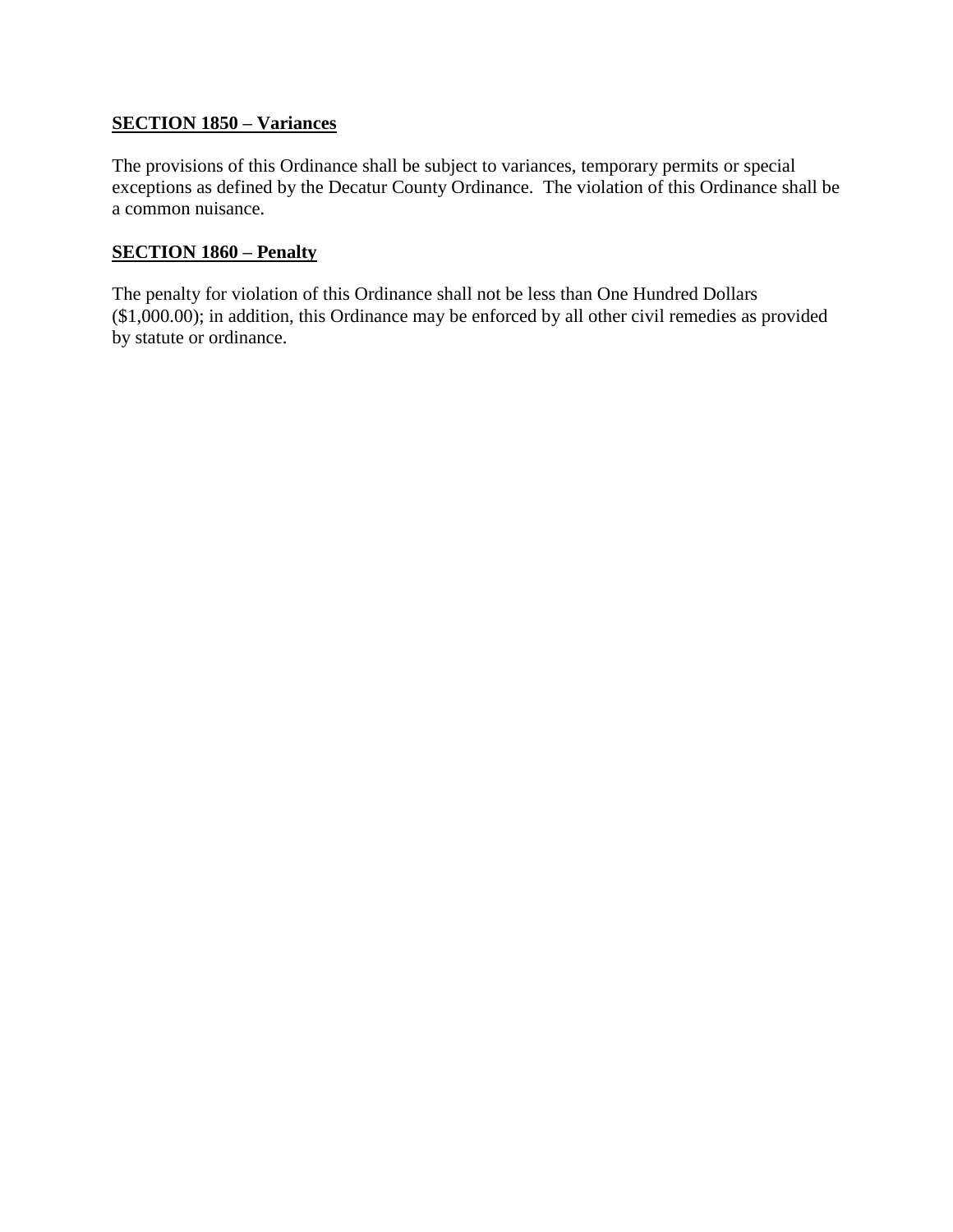**SECTION 1850 – Variances**

The provisions of this Ordinance shall be subject to variances, temporary permits or special exceptions as defined by the Decatur County Ordinance. The violation of this Ordinance shall be a common nuisance.

**SECTION 1860 – Penalty**

The penalty for violation of this Ordinance shall not be less than One Hundred Dollars ($1,000.00); in addition, this Ordinance may be enforced by all other civil remedies as provided by statute or ordinance.